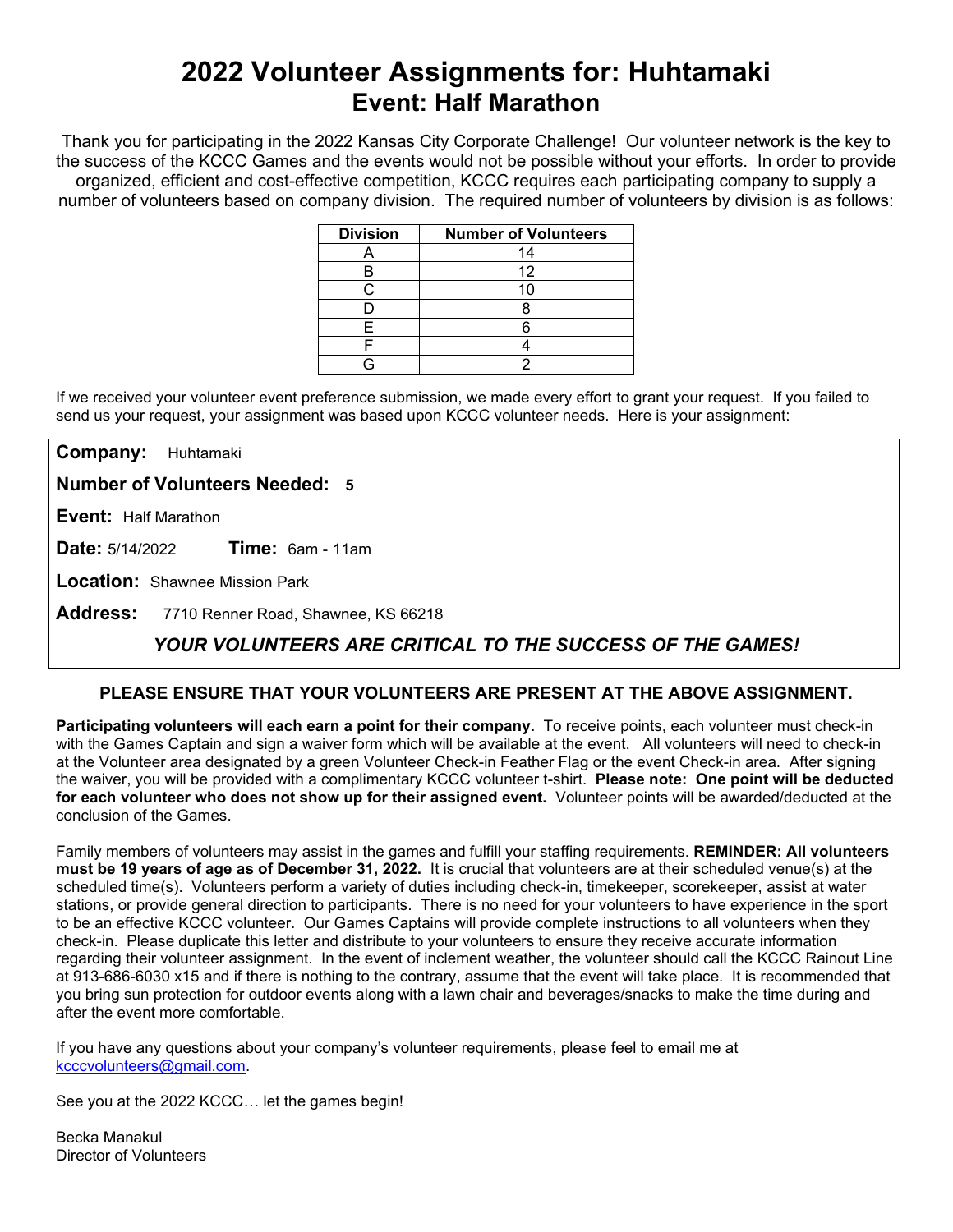# 2022 Volunteer Assignments for: Huhtamaki

## Event: Half Marathon

Thank you for participating in the 2022 Kansas City Corporate Challenge! Our volunteer network is the key to the success of the KCCC Games and the events would not be possible without your efforts. In order to provide organized, efficient and cost-effective competition, KCCC requires each participating company to supply a number of volunteers based on company division. The required number of volunteers by division is as follows:

| Division | Number of Volunteers |
|---|---|
| A | 14 |
| B | 12 |
| C | 10 |
| D | 8 |
| E | 6 |
| F | 4 |
| G | 2 |

If we received your volunteer event preference submission, we made every effort to grant your request. If you failed to send us your request, your assignment was based upon KCCC volunteer needs. Here is your assignment:

**Company:** Huhtamaki

**Number of Volunteers Needed:** **5**

**Event:** Half Marathon

**Date:** 5/14/2022 **Time:** 6am - 11am

**Location:** Shawnee Mission Park

**Address:** 7710 Renner Road, Shawnee, KS 66218

***YOUR VOLUNTEERS ARE CRITICAL TO THE SUCCESS OF THE GAMES!***

**PLEASE ENSURE THAT YOUR VOLUNTEERS ARE PRESENT AT THE ABOVE ASSIGNMENT.**

**Participating volunteers will each earn a point for their company.** To receive points, each volunteer must check-in with the Games Captain and sign a waiver form which will be available at the event. All volunteers will need to check-in at the Volunteer area designated by a green Volunteer Check-in Feather Flag or the event Check-in area. After signing the waiver, you will be provided with a complimentary KCCC volunteer t-shirt. **Please note: One point will be deducted for each volunteer who does not show up for their assigned event.** Volunteer points will be awarded/deducted at the conclusion of the Games.

Family members of volunteers may assist in the games and fulfill your staffing requirements. **REMINDER: All volunteers must be 19 years of age as of December 31, 2022.** It is crucial that volunteers are at their scheduled venue(s) at the scheduled time(s). Volunteers perform a variety of duties including check-in, timekeeper, scorekeeper, assist at water stations, or provide general direction to participants. There is no need for your volunteers to have experience in the sport to be an effective KCCC volunteer. Our Games Captains will provide complete instructions to all volunteers when they check-in. Please duplicate this letter and distribute to your volunteers to ensure they receive accurate information regarding their volunteer assignment. In the event of inclement weather, the volunteer should call the KCCC Rainout Line at 913-686-6030 x15 and if there is nothing to the contrary, assume that the event will take place. It is recommended that you bring sun protection for outdoor events along with a lawn chair and beverages/snacks to make the time during and after the event more comfortable.

If you have any questions about your company's volunteer requirements, please feel to email me at kcccvolunteers@gmail.com.

See you at the 2022 KCCC… let the games begin!

Becka Manakul
Director of Volunteers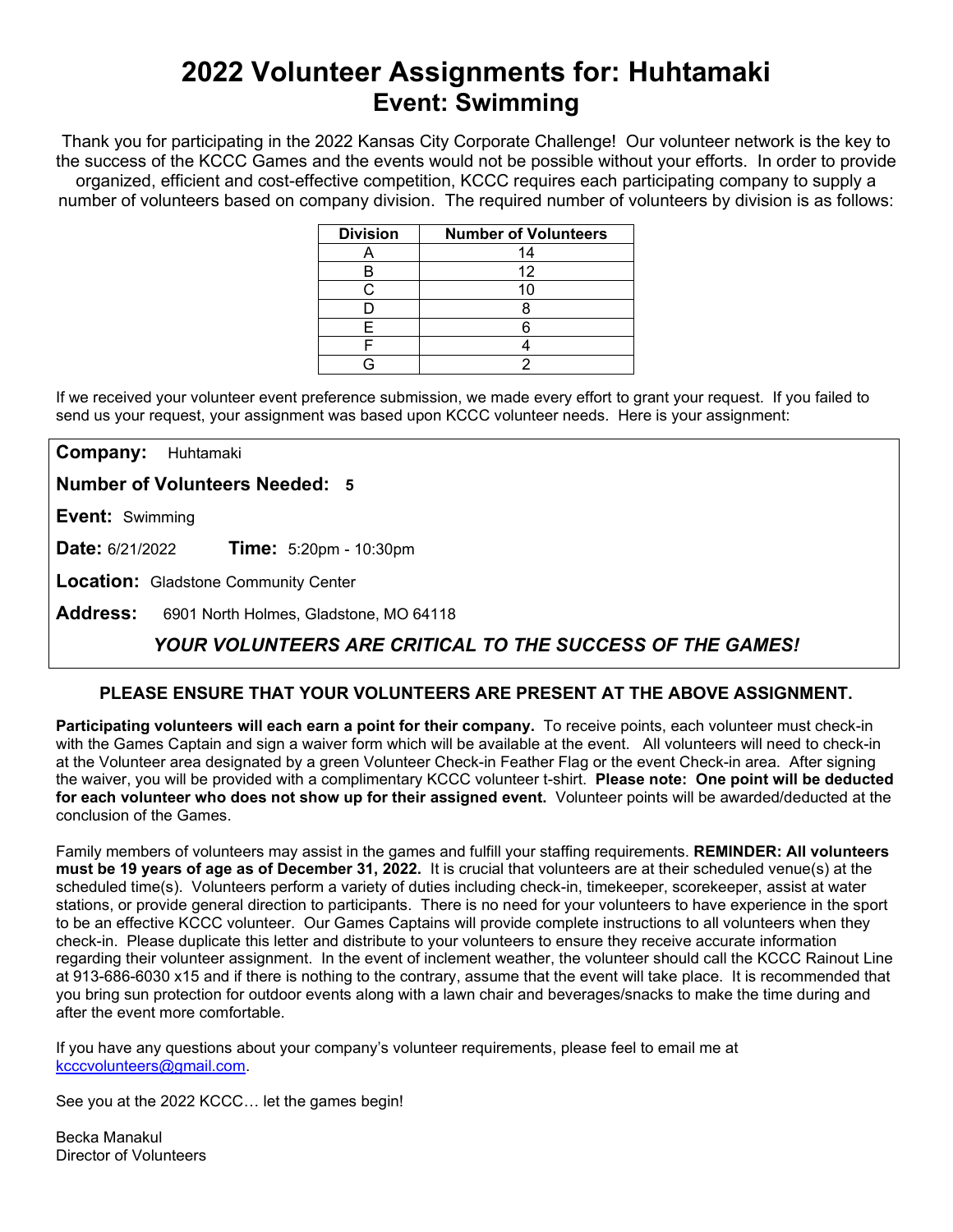# 2022 Volunteer Assignments for: Huhtamaki

## Event: Swimming

Thank you for participating in the 2022 Kansas City Corporate Challenge! Our volunteer network is the key to the success of the KCCC Games and the events would not be possible without your efforts. In order to provide organized, efficient and cost-effective competition, KCCC requires each participating company to supply a number of volunteers based on company division. The required number of volunteers by division is as follows:

| Division | Number of Volunteers |
|---|---|
| A | 14 |
| B | 12 |
| C | 10 |
| D | 8 |
| E | 6 |
| F | 4 |
| G | 2 |

If we received your volunteer event preference submission, we made every effort to grant your request. If you failed to send us your request, your assignment was based upon KCCC volunteer needs. Here is your assignment:

**Company:** Huhtamaki

**Number of Volunteers Needed:** **5**

**Event:** Swimming

**Date:** 6/21/2022 **Time:** 5:20pm - 10:30pm

**Location:** Gladstone Community Center

**Address:** 6901 North Holmes, Gladstone, MO 64118

***YOUR VOLUNTEERS ARE CRITICAL TO THE SUCCESS OF THE GAMES!***

**PLEASE ENSURE THAT YOUR VOLUNTEERS ARE PRESENT AT THE ABOVE ASSIGNMENT.**

**Participating volunteers will each earn a point for their company.** To receive points, each volunteer must check-in with the Games Captain and sign a waiver form which will be available at the event. All volunteers will need to check-in at the Volunteer area designated by a green Volunteer Check-in Feather Flag or the event Check-in area. After signing the waiver, you will be provided with a complimentary KCCC volunteer t-shirt. **Please note: One point will be deducted for each volunteer who does not show up for their assigned event.** Volunteer points will be awarded/deducted at the conclusion of the Games.

Family members of volunteers may assist in the games and fulfill your staffing requirements. **REMINDER: All volunteers must be 19 years of age as of December 31, 2022.** It is crucial that volunteers are at their scheduled venue(s) at the scheduled time(s). Volunteers perform a variety of duties including check-in, timekeeper, scorekeeper, assist at water stations, or provide general direction to participants. There is no need for your volunteers to have experience in the sport to be an effective KCCC volunteer. Our Games Captains will provide complete instructions to all volunteers when they check-in. Please duplicate this letter and distribute to your volunteers to ensure they receive accurate information regarding their volunteer assignment. In the event of inclement weather, the volunteer should call the KCCC Rainout Line at 913-686-6030 x15 and if there is nothing to the contrary, assume that the event will take place. It is recommended that you bring sun protection for outdoor events along with a lawn chair and beverages/snacks to make the time during and after the event more comfortable.

If you have any questions about your company's volunteer requirements, please feel to email me at kcccvolunteers@gmail.com.

See you at the 2022 KCCC… let the games begin!

Becka Manakul
Director of Volunteers